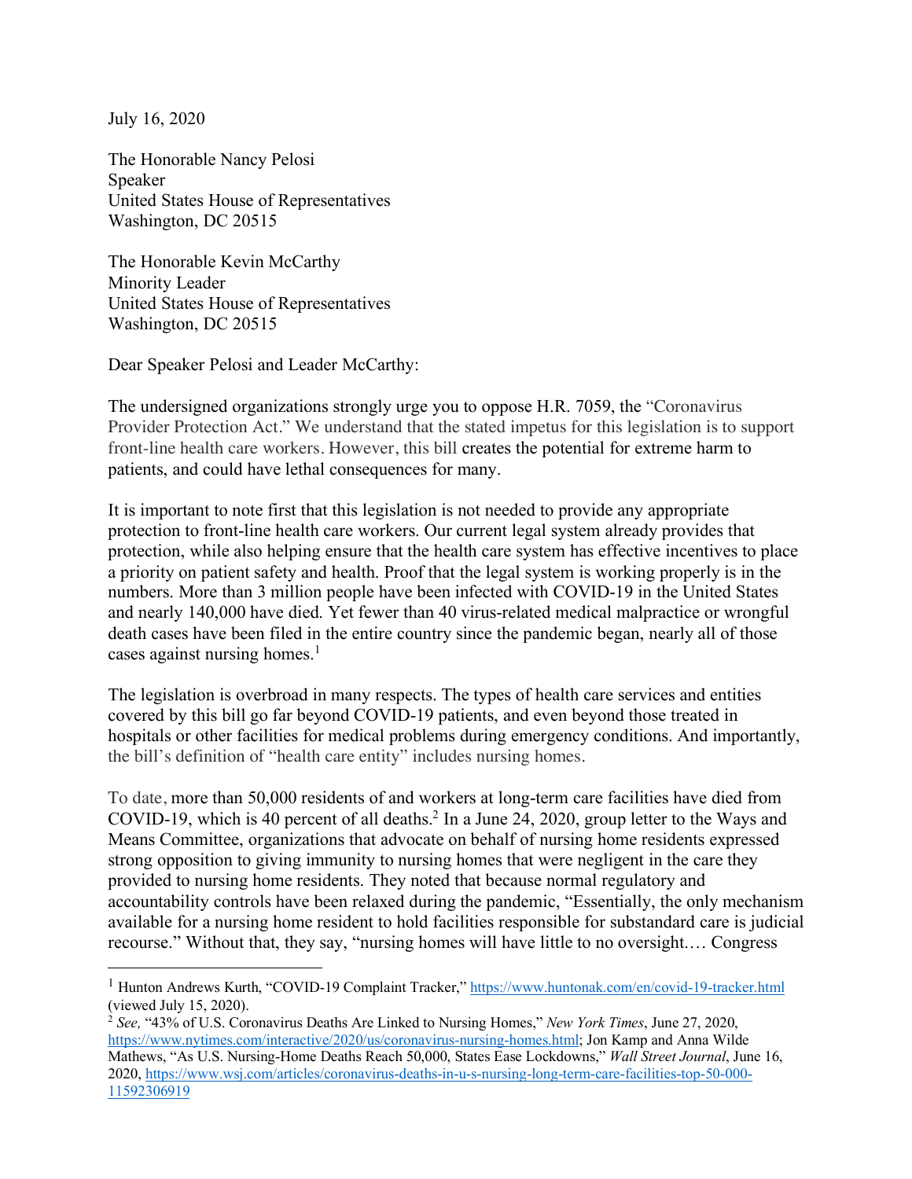July 16, 2020

The Honorable Nancy Pelosi
Speaker
United States House of Representatives
Washington, DC 20515

The Honorable Kevin McCarthy
Minority Leader
United States House of Representatives
Washington, DC 20515

Dear Speaker Pelosi and Leader McCarthy:

The undersigned organizations strongly urge you to oppose H.R. 7059, the "Coronavirus Provider Protection Act." We understand that the stated impetus for this legislation is to support front-line health care workers. However, this bill creates the potential for extreme harm to patients, and could have lethal consequences for many.

It is important to note first that this legislation is not needed to provide any appropriate protection to front-line health care workers. Our current legal system already provides that protection, while also helping ensure that the health care system has effective incentives to place a priority on patient safety and health. Proof that the legal system is working properly is in the numbers. More than 3 million people have been infected with COVID-19 in the United States and nearly 140,000 have died. Yet fewer than 40 virus-related medical malpractice or wrongful death cases have been filed in the entire country since the pandemic began, nearly all of those cases against nursing homes.[1]

The legislation is overbroad in many respects. The types of health care services and entities covered by this bill go far beyond COVID-19 patients, and even beyond those treated in hospitals or other facilities for medical problems during emergency conditions. And importantly, the bill's definition of "health care entity" includes nursing homes.

To date, more than 50,000 residents of and workers at long-term care facilities have died from COVID-19, which is 40 percent of all deaths.[2] In a June 24, 2020, group letter to the Ways and Means Committee, organizations that advocate on behalf of nursing home residents expressed strong opposition to giving immunity to nursing homes that were negligent in the care they provided to nursing home residents. They noted that because normal regulatory and accountability controls have been relaxed during the pandemic, "Essentially, the only mechanism available for a nursing home resident to hold facilities responsible for substandard care is judicial recourse." Without that, they say, "nursing homes will have little to no oversight.… Congress

---

[1] Hunton Andrews Kurth, "COVID-19 Complaint Tracker," https://www.huntonak.com/en/covid-19-tracker.html (viewed July 15, 2020).

[2] *See,* "43% of U.S. Coronavirus Deaths Are Linked to Nursing Homes," *New York Times*, June 27, 2020, https://www.nytimes.com/interactive/2020/us/coronavirus-nursing-homes.html; Jon Kamp and Anna Wilde Mathews, "As U.S. Nursing-Home Deaths Reach 50,000, States Ease Lockdowns," *Wall Street Journal*, June 16, 2020, https://www.wsj.com/articles/coronavirus-deaths-in-u-s-nursing-long-term-care-facilities-top-50-000-11592306919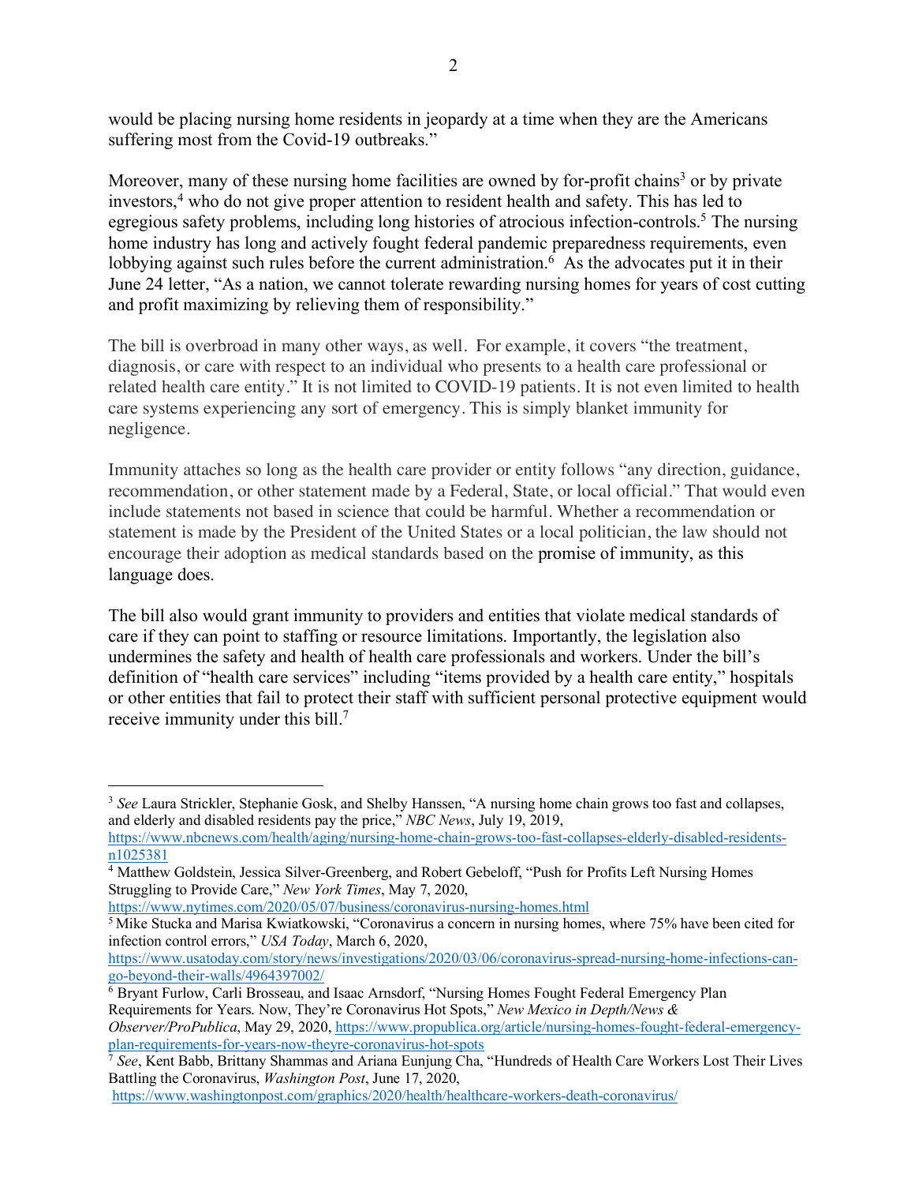would be placing nursing home residents in jeopardy at a time when they are the Americans suffering most from the Covid-19 outbreaks."

Moreover, many of these nursing home facilities are owned by for-profit chains[3] or by private investors,[4] who do not give proper attention to resident health and safety. This has led to egregious safety problems, including long histories of atrocious infection-controls.[5] The nursing home industry has long and actively fought federal pandemic preparedness requirements, even lobbying against such rules before the current administration.[6] As the advocates put it in their June 24 letter, "As a nation, we cannot tolerate rewarding nursing homes for years of cost cutting and profit maximizing by relieving them of responsibility."

The bill is overbroad in many other ways, as well. For example, it covers "the treatment, diagnosis, or care with respect to an individual who presents to a health care professional or related health care entity." It is not limited to COVID-19 patients. It is not even limited to health care systems experiencing any sort of emergency. This is simply blanket immunity for negligence.

Immunity attaches so long as the health care provider or entity follows "any direction, guidance, recommendation, or other statement made by a Federal, State, or local official." That would even include statements not based in science that could be harmful. Whether a recommendation or statement is made by the President of the United States or a local politician, the law should not encourage their adoption as medical standards based on the promise of immunity, as this language does.

The bill also would grant immunity to providers and entities that violate medical standards of care if they can point to staffing or resource limitations. Importantly, the legislation also undermines the safety and health of health care professionals and workers. Under the bill's definition of "health care services" including "items provided by a health care entity," hospitals or other entities that fail to protect their staff with sufficient personal protective equipment would receive immunity under this bill.[7]

---

[3] *See* Laura Strickler, Stephanie Gosk, and Shelby Hanssen, "A nursing home chain grows too fast and collapses, and elderly and disabled residents pay the price," *NBC News*, July 19, 2019, https://www.nbcnews.com/health/aging/nursing-home-chain-grows-too-fast-collapses-elderly-disabled-residents-n1025381

[4] Matthew Goldstein, Jessica Silver-Greenberg, and Robert Gebeloff, "Push for Profits Left Nursing Homes Struggling to Provide Care," *New York Times*, May 7, 2020, https://www.nytimes.com/2020/05/07/business/coronavirus-nursing-homes.html

[5] Mike Stucka and Marisa Kwiatkowski, "Coronavirus a concern in nursing homes, where 75% have been cited for infection control errors," *USA Today*, March 6, 2020, https://www.usatoday.com/story/news/investigations/2020/03/06/coronavirus-spread-nursing-home-infections-can-go-beyond-their-walls/4964397002/

[6] Bryant Furlow, Carli Brosseau, and Isaac Arnsdorf, "Nursing Homes Fought Federal Emergency Plan Requirements for Years. Now, They're Coronavirus Hot Spots," *New Mexico in Depth/News & Observer/ProPublica*, May 29, 2020, https://www.propublica.org/article/nursing-homes-fought-federal-emergency-plan-requirements-for-years-now-theyre-coronavirus-hot-spots

[7] *See*, Kent Babb, Brittany Shammas and Ariana Eunjung Cha, "Hundreds of Health Care Workers Lost Their Lives Battling the Coronavirus, *Washington Post*, June 17, 2020, https://www.washingtonpost.com/graphics/2020/health/healthcare-workers-death-coronavirus/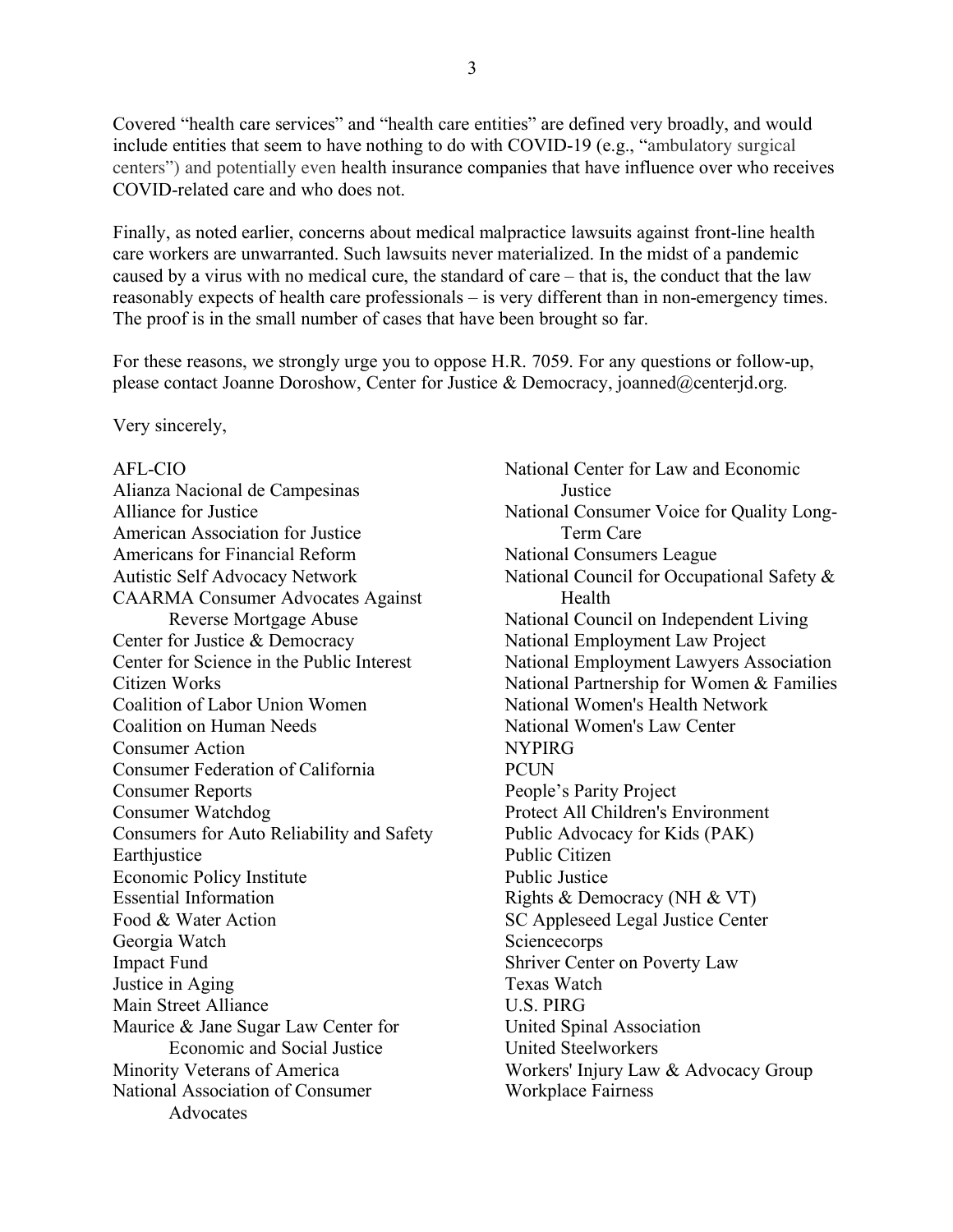Covered "health care services" and "health care entities" are defined very broadly, and would include entities that seem to have nothing to do with COVID-19 (e.g., "ambulatory surgical centers") and potentially even health insurance companies that have influence over who receives COVID-related care and who does not.

Finally, as noted earlier, concerns about medical malpractice lawsuits against front-line health care workers are unwarranted. Such lawsuits never materialized. In the midst of a pandemic caused by a virus with no medical cure, the standard of care – that is, the conduct that the law reasonably expects of health care professionals – is very different than in non-emergency times. The proof is in the small number of cases that have been brought so far.

For these reasons, we strongly urge you to oppose H.R. 7059. For any questions or follow-up, please contact Joanne Doroshow, Center for Justice & Democracy, joanned@centerjd.org.

Very sincerely,

AFL-CIO
Alianza Nacional de Campesinas
Alliance for Justice
American Association for Justice
Americans for Financial Reform
Autistic Self Advocacy Network
CAARMA Consumer Advocates Against Reverse Mortgage Abuse
Center for Justice & Democracy
Center for Science in the Public Interest
Citizen Works
Coalition of Labor Union Women
Coalition on Human Needs
Consumer Action
Consumer Federation of California
Consumer Reports
Consumer Watchdog
Consumers for Auto Reliability and Safety
Earthjustice
Economic Policy Institute
Essential Information
Food & Water Action
Georgia Watch
Impact Fund
Justice in Aging
Main Street Alliance
Maurice & Jane Sugar Law Center for Economic and Social Justice
Minority Veterans of America
National Association of Consumer Advocates
National Center for Law and Economic Justice
National Consumer Voice for Quality Long-Term Care
National Consumers League
National Council for Occupational Safety & Health
National Council on Independent Living
National Employment Law Project
National Employment Lawyers Association
National Partnership for Women & Families
National Women's Health Network
National Women's Law Center
NYPIRG
PCUN
People's Parity Project
Protect All Children's Environment
Public Advocacy for Kids (PAK)
Public Citizen
Public Justice
Rights & Democracy (NH & VT)
SC Appleseed Legal Justice Center
Sciencecorps
Shriver Center on Poverty Law
Texas Watch
U.S. PIRG
United Spinal Association
United Steelworkers
Workers' Injury Law & Advocacy Group
Workplace Fairness